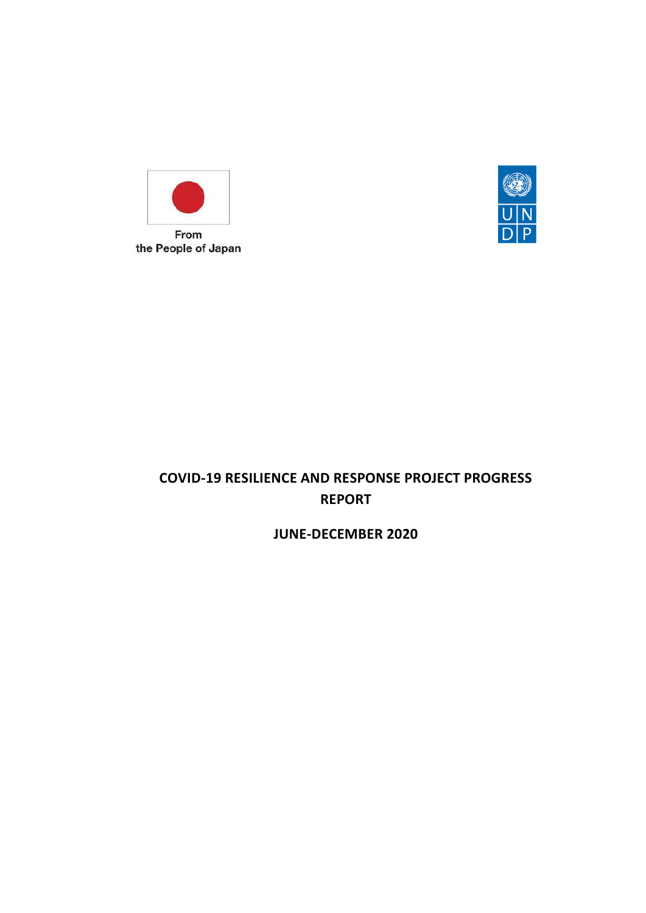From
the People of Japan

# COVID-19 RESILIENCE AND RESPONSE PROJECT PROGRESS REPORT

## JUNE-DECEMBER 2020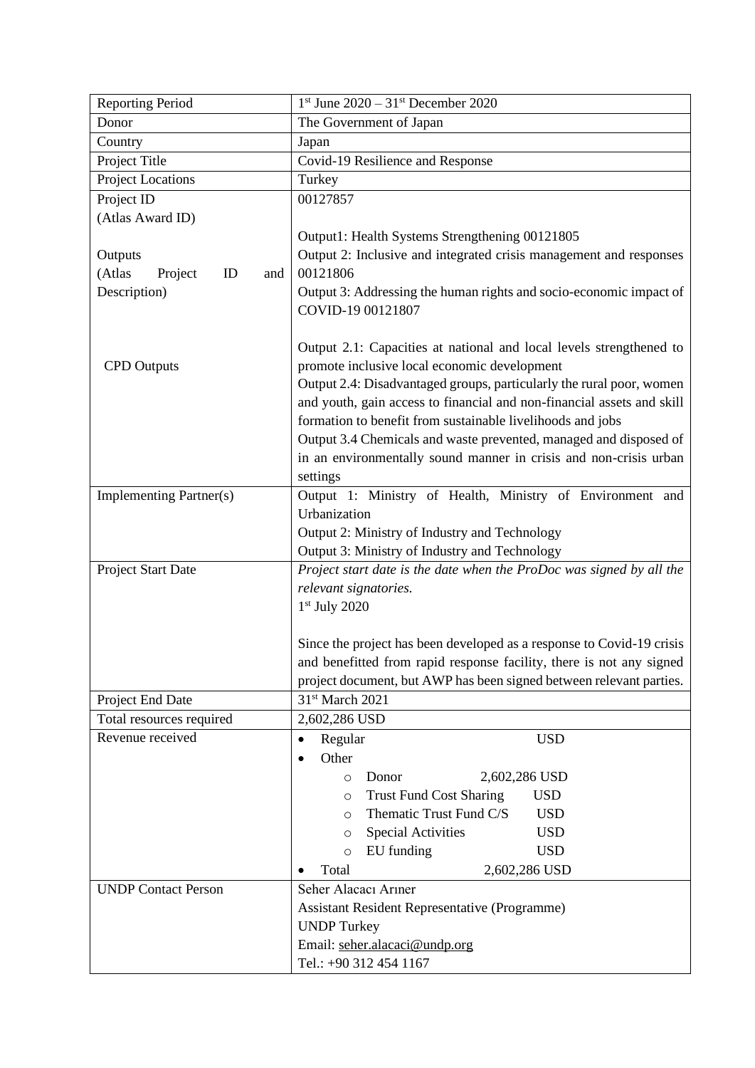| Reporting Period | 1st June 2020 – 31st December 2020 |
|---|---|
| Donor | The Government of Japan |
| Country | Japan |
| Project Title | Covid-19 Resilience and Response |
| Project Locations | Turkey |
| Project ID (Atlas Award ID)<br><br>Outputs (Atlas Project ID and Description) | 00127857<br><br>Output1: Health Systems Strengthening 00121805<br>Output 2: Inclusive and integrated crisis management and responses 00121806<br>Output 3: Addressing the human rights and socio-economic impact of COVID-19 00121807 |
| CPD Outputs | Output 2.1: Capacities at national and local levels strengthened to promote inclusive local economic development<br>Output 2.4: Disadvantaged groups, particularly the rural poor, women and youth, gain access to financial and non-financial assets and skill formation to benefit from sustainable livelihoods and jobs<br>Output 3.4 Chemicals and waste prevented, managed and disposed of in an environmentally sound manner in crisis and non-crisis urban settings |
| Implementing Partner(s) | Output 1: Ministry of Health, Ministry of Environment and Urbanization<br>Output 2: Ministry of Industry and Technology<br>Output 3: Ministry of Industry and Technology |
| Project Start Date | *Project start date is the date when the ProDoc was signed by all the relevant signatories.*<br>1st July 2020<br><br>Since the project has been developed as a response to Covid-19 crisis and benefitted from rapid response facility, there is not any signed project document, but AWP has been signed between relevant parties. |
| Project End Date | 31st March 2021 |
| Total resources required | 2,602,286 USD |
| Revenue received | • Regular USD<br>• Other<br>&nbsp;&nbsp;○ Donor 2,602,286 USD<br>&nbsp;&nbsp;○ Trust Fund Cost Sharing USD<br>&nbsp;&nbsp;○ Thematic Trust Fund C/S USD<br>&nbsp;&nbsp;○ Special Activities USD<br>&nbsp;&nbsp;○ EU funding USD<br>• Total 2,602,286 USD |
| UNDP Contact Person | Seher Alacacı Arıner<br>Assistant Resident Representative (Programme)<br>UNDP Turkey<br>Email: seher.alacaci@undp.org<br>Tel.: +90 312 454 1167 |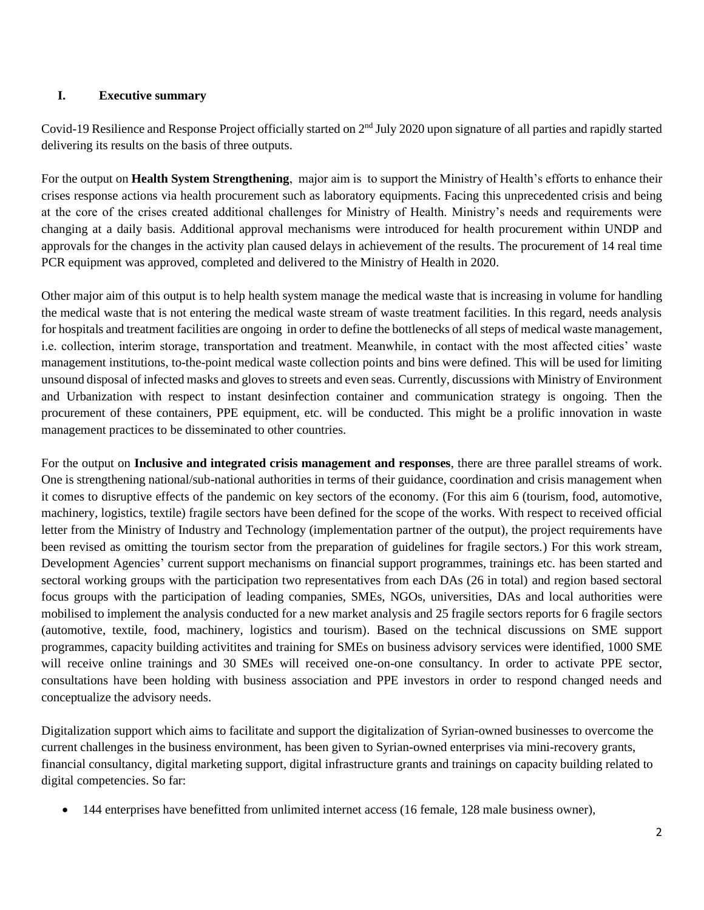## I. Executive summary

Covid-19 Resilience and Response Project officially started on 2nd July 2020 upon signature of all parties and rapidly started delivering its results on the basis of three outputs.

For the output on **Health System Strengthening**, major aim is to support the Ministry of Health's efforts to enhance their crises response actions via health procurement such as laboratory equipments. Facing this unprecedented crisis and being at the core of the crises created additional challenges for Ministry of Health. Ministry's needs and requirements were changing at a daily basis. Additional approval mechanisms were introduced for health procurement within UNDP and approvals for the changes in the activity plan caused delays in achievement of the results. The procurement of 14 real time PCR equipment was approved, completed and delivered to the Ministry of Health in 2020.

Other major aim of this output is to help health system manage the medical waste that is increasing in volume for handling the medical waste that is not entering the medical waste stream of waste treatment facilities. In this regard, needs analysis for hospitals and treatment facilities are ongoing in order to define the bottlenecks of all steps of medical waste management, i.e. collection, interim storage, transportation and treatment. Meanwhile, in contact with the most affected cities' waste management institutions, to-the-point medical waste collection points and bins were defined. This will be used for limiting unsound disposal of infected masks and gloves to streets and even seas. Currently, discussions with Ministry of Environment and Urbanization with respect to instant desinfection container and communication strategy is ongoing. Then the procurement of these containers, PPE equipment, etc. will be conducted. This might be a prolific innovation in waste management practices to be disseminated to other countries.

For the output on **Inclusive and integrated crisis management and responses**, there are three parallel streams of work. One is strengthening national/sub-national authorities in terms of their guidance, coordination and crisis management when it comes to disruptive effects of the pandemic on key sectors of the economy. (For this aim 6 (tourism, food, automotive, machinery, logistics, textile) fragile sectors have been defined for the scope of the works. With respect to received official letter from the Ministry of Industry and Technology (implementation partner of the output), the project requirements have been revised as omitting the tourism sector from the preparation of guidelines for fragile sectors.) For this work stream, Development Agencies' current support mechanisms on financial support programmes, trainings etc. has been started and sectoral working groups with the participation two representatives from each DAs (26 in total) and region based sectoral focus groups with the participation of leading companies, SMEs, NGOs, universities, DAs and local authorities were mobilised to implement the analysis conducted for a new market analysis and 25 fragile sectors reports for 6 fragile sectors (automotive, textile, food, machinery, logistics and tourism). Based on the technical discussions on SME support programmes, capacity building activitites and training for SMEs on business advisory services were identified, 1000 SME will receive online trainings and 30 SMEs will received one-on-one consultancy. In order to activate PPE sector, consultations have been holding with business association and PPE investors in order to respond changed needs and conceptualize the advisory needs.

Digitalization support which aims to facilitate and support the digitalization of Syrian-owned businesses to overcome the current challenges in the business environment, has been given to Syrian-owned enterprises via mini-recovery grants, financial consultancy, digital marketing support, digital infrastructure grants and trainings on capacity building related to digital competencies. So far:

- 144 enterprises have benefitted from unlimited internet access (16 female, 128 male business owner),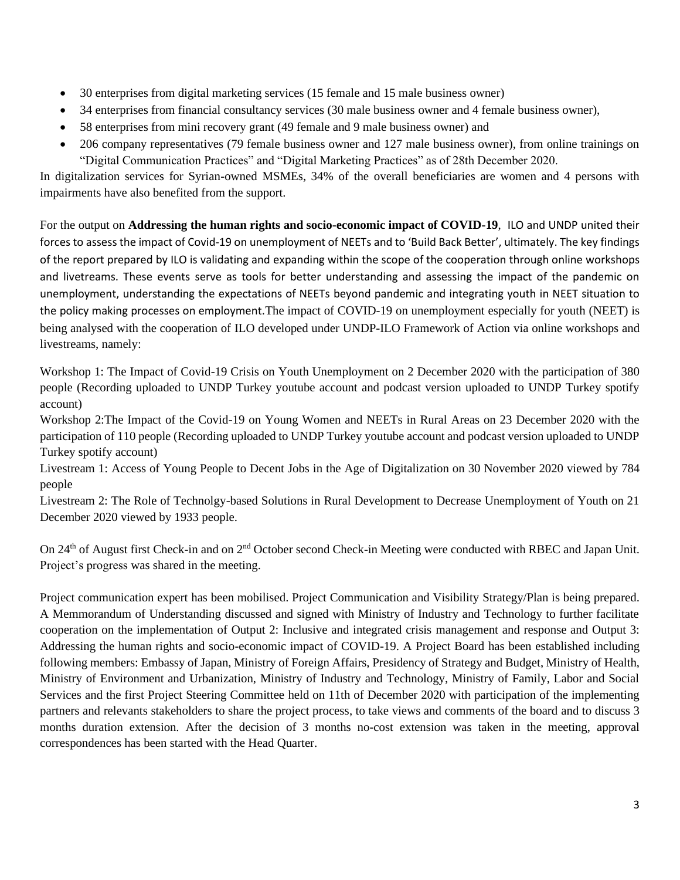- 30 enterprises from digital marketing services (15 female and 15 male business owner)
- 34 enterprises from financial consultancy services (30 male business owner and 4 female business owner),
- 58 enterprises from mini recovery grant (49 female and 9 male business owner) and
- 206 company representatives (79 female business owner and 127 male business owner), from online trainings on "Digital Communication Practices" and "Digital Marketing Practices" as of 28th December 2020.

In digitalization services for Syrian-owned MSMEs, 34% of the overall beneficiaries are women and 4 persons with impairments have also benefited from the support.

For the output on **Addressing the human rights and socio-economic impact of COVID-19**, ILO and UNDP united their forces to assess the impact of Covid-19 on unemployment of NEETs and to 'Build Back Better', ultimately. The key findings of the report prepared by ILO is validating and expanding within the scope of the cooperation through online workshops and livetreams. These events serve as tools for better understanding and assessing the impact of the pandemic on unemployment, understanding the expectations of NEETs beyond pandemic and integrating youth in NEET situation to the policy making processes on employment.The impact of COVID-19 on unemployment especially for youth (NEET) is being analysed with the cooperation of ILO developed under UNDP-ILO Framework of Action via online workshops and livestreams, namely:

Workshop 1: The Impact of Covid-19 Crisis on Youth Unemployment on 2 December 2020 with the participation of 380 people (Recording uploaded to UNDP Turkey youtube account and podcast version uploaded to UNDP Turkey spotify account)
Workshop 2:The Impact of the Covid-19 on Young Women and NEETs in Rural Areas on 23 December 2020 with the participation of 110 people (Recording uploaded to UNDP Turkey youtube account and podcast version uploaded to UNDP Turkey spotify account)
Livestream 1: Access of Young People to Decent Jobs in the Age of Digitalization on 30 November 2020 viewed by 784 people
Livestream 2: The Role of Technolgy-based Solutions in Rural Development to Decrease Unemployment of Youth on 21 December 2020 viewed by 1933 people.

On 24th of August first Check-in and on 2nd October second Check-in Meeting were conducted with RBEC and Japan Unit. Project's progress was shared in the meeting.

Project communication expert has been mobilised. Project Communication and Visibility Strategy/Plan is being prepared. A Memmorandum of Understanding discussed and signed with Ministry of Industry and Technology to further facilitate cooperation on the implementation of Output 2: Inclusive and integrated crisis management and response and Output 3: Addressing the human rights and socio-economic impact of COVID-19. A Project Board has been established including following members: Embassy of Japan, Ministry of Foreign Affairs, Presidency of Strategy and Budget, Ministry of Health, Ministry of Environment and Urbanization, Ministry of Industry and Technology, Ministry of Family, Labor and Social Services and the first Project Steering Committee held on 11th of December 2020 with participation of the implementing partners and relevants stakeholders to share the project process, to take views and comments of the board and to discuss 3 months duration extension. After the decision of 3 months no-cost extension was taken in the meeting, approval correspondences has been started with the Head Quarter.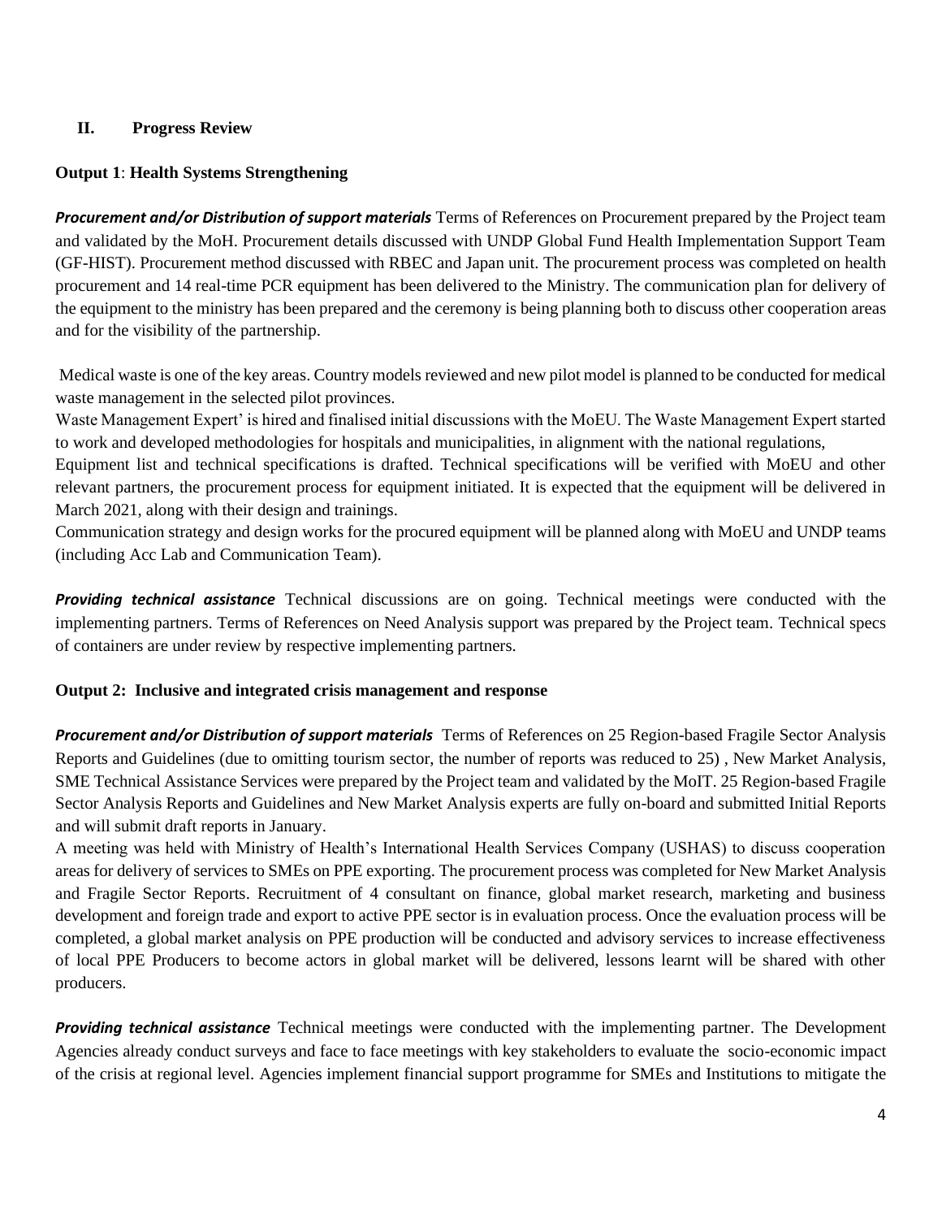## II. Progress Review

### Output 1: Health Systems Strengthening

***Procurement and/or Distribution of support materials*** Terms of References on Procurement prepared by the Project team and validated by the MoH. Procurement details discussed with UNDP Global Fund Health Implementation Support Team (GF-HIST). Procurement method discussed with RBEC and Japan unit. The procurement process was completed on health procurement and 14 real-time PCR equipment has been delivered to the Ministry. The communication plan for delivery of the equipment to the ministry has been prepared and the ceremony is being planning both to discuss other cooperation areas and for the visibility of the partnership.

Medical waste is one of the key areas. Country models reviewed and new pilot model is planned to be conducted for medical waste management in the selected pilot provinces.
Waste Management Expert' is hired and finalised initial discussions with the MoEU. The Waste Management Expert started to work and developed methodologies for hospitals and municipalities, in alignment with the national regulations,
Equipment list and technical specifications is drafted. Technical specifications will be verified with MoEU and other relevant partners, the procurement process for equipment initiated. It is expected that the equipment will be delivered in March 2021, along with their design and trainings.
Communication strategy and design works for the procured equipment will be planned along with MoEU and UNDP teams (including Acc Lab and Communication Team).

***Providing technical assistance*** Technical discussions are on going. Technical meetings were conducted with the implementing partners. Terms of References on Need Analysis support was prepared by the Project team. Technical specs of containers are under review by respective implementing partners.

### Output 2: Inclusive and integrated crisis management and response

***Procurement and/or Distribution of support materials*** Terms of References on 25 Region-based Fragile Sector Analysis Reports and Guidelines (due to omitting tourism sector, the number of reports was reduced to 25) , New Market Analysis, SME Technical Assistance Services were prepared by the Project team and validated by the MoIT. 25 Region-based Fragile Sector Analysis Reports and Guidelines and New Market Analysis experts are fully on-board and submitted Initial Reports and will submit draft reports in January.
A meeting was held with Ministry of Health's International Health Services Company (USHAS) to discuss cooperation areas for delivery of services to SMEs on PPE exporting. The procurement process was completed for New Market Analysis and Fragile Sector Reports. Recruitment of 4 consultant on finance, global market research, marketing and business development and foreign trade and export to active PPE sector is in evaluation process. Once the evaluation process will be completed, a global market analysis on PPE production will be conducted and advisory services to increase effectiveness of local PPE Producers to become actors in global market will be delivered, lessons learnt will be shared with other producers.

***Providing technical assistance*** Technical meetings were conducted with the implementing partner. The Development Agencies already conduct surveys and face to face meetings with key stakeholders to evaluate the socio-economic impact of the crisis at regional level. Agencies implement financial support programme for SMEs and Institutions to mitigate the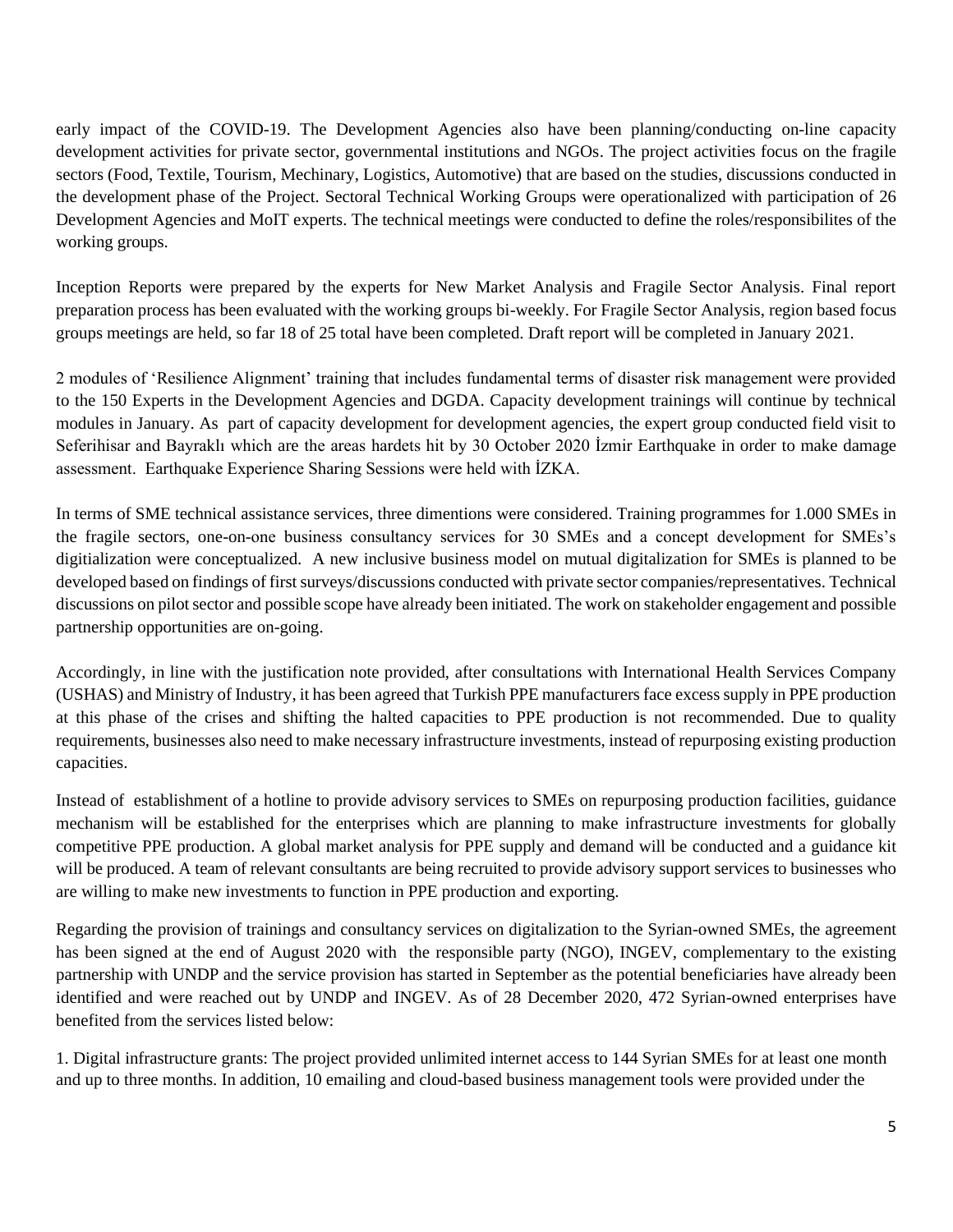early impact of the COVID-19. The Development Agencies also have been planning/conducting on-line capacity development activities for private sector, governmental institutions and NGOs. The project activities focus on the fragile sectors (Food, Textile, Tourism, Mechinary, Logistics, Automotive) that are based on the studies, discussions conducted in the development phase of the Project. Sectoral Technical Working Groups were operationalized with participation of 26 Development Agencies and MoIT experts. The technical meetings were conducted to define the roles/responsibilites of the working groups.

Inception Reports were prepared by the experts for New Market Analysis and Fragile Sector Analysis. Final report preparation process has been evaluated with the working groups bi-weekly. For Fragile Sector Analysis, region based focus groups meetings are held, so far 18 of 25 total have been completed. Draft report will be completed in January 2021.

2 modules of 'Resilience Alignment' training that includes fundamental terms of disaster risk management were provided to the 150 Experts in the Development Agencies and DGDA. Capacity development trainings will continue by technical modules in January. As part of capacity development for development agencies, the expert group conducted field visit to Seferihisar and Bayraklı which are the areas hardets hit by 30 October 2020 İzmir Earthquake in order to make damage assessment. Earthquake Experience Sharing Sessions were held with İZKA.

In terms of SME technical assistance services, three dimentions were considered. Training programmes for 1.000 SMEs in the fragile sectors, one-on-one business consultancy services for 30 SMEs and a concept development for SMEs's digitialization were conceptualized. A new inclusive business model on mutual digitalization for SMEs is planned to be developed based on findings of first surveys/discussions conducted with private sector companies/representatives. Technical discussions on pilot sector and possible scope have already been initiated. The work on stakeholder engagement and possible partnership opportunities are on-going.

Accordingly, in line with the justification note provided, after consultations with International Health Services Company (USHAS) and Ministry of Industry, it has been agreed that Turkish PPE manufacturers face excess supply in PPE production at this phase of the crises and shifting the halted capacities to PPE production is not recommended. Due to quality requirements, businesses also need to make necessary infrastructure investments, instead of repurposing existing production capacities.

Instead of establishment of a hotline to provide advisory services to SMEs on repurposing production facilities, guidance mechanism will be established for the enterprises which are planning to make infrastructure investments for globally competitive PPE production. A global market analysis for PPE supply and demand will be conducted and a guidance kit will be produced. A team of relevant consultants are being recruited to provide advisory support services to businesses who are willing to make new investments to function in PPE production and exporting.

Regarding the provision of trainings and consultancy services on digitalization to the Syrian-owned SMEs, the agreement has been signed at the end of August 2020 with the responsible party (NGO), INGEV, complementary to the existing partnership with UNDP and the service provision has started in September as the potential beneficiaries have already been identified and were reached out by UNDP and INGEV. As of 28 December 2020, 472 Syrian-owned enterprises have benefited from the services listed below:

1. Digital infrastructure grants: The project provided unlimited internet access to 144 Syrian SMEs for at least one month and up to three months. In addition, 10 emailing and cloud-based business management tools were provided under the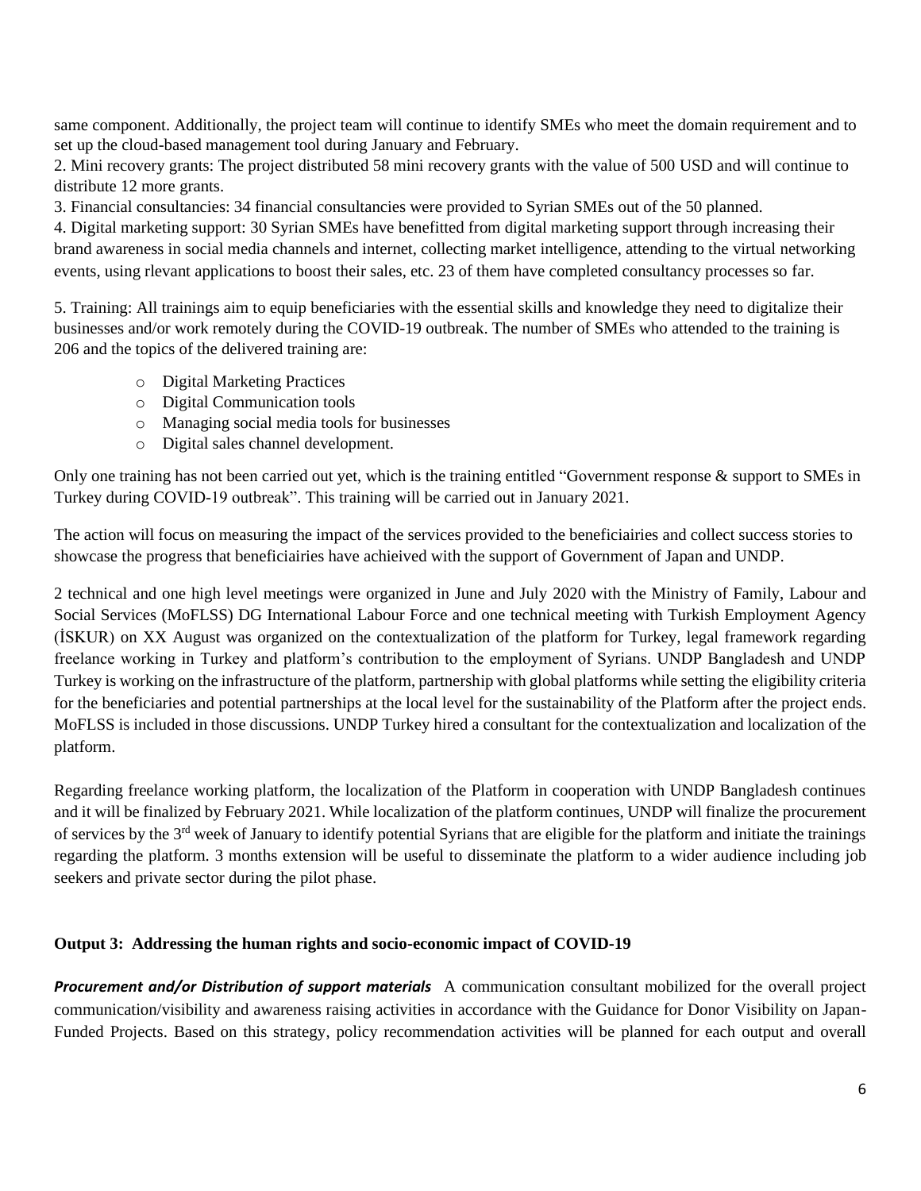same component. Additionally, the project team will continue to identify SMEs who meet the domain requirement and to set up the cloud-based management tool during January and February.

2. Mini recovery grants: The project distributed 58 mini recovery grants with the value of 500 USD and will continue to distribute 12 more grants.

3. Financial consultancies: 34 financial consultancies were provided to Syrian SMEs out of the 50 planned.

4. Digital marketing support: 30 Syrian SMEs have benefitted from digital marketing support through increasing their brand awareness in social media channels and internet, collecting market intelligence, attending to the virtual networking events, using rlevant applications to boost their sales, etc. 23 of them have completed consultancy processes so far.

5. Training: All trainings aim to equip beneficiaries with the essential skills and knowledge they need to digitalize their businesses and/or work remotely during the COVID-19 outbreak. The number of SMEs who attended to the training is 206 and the topics of the delivered training are:

- Digital Marketing Practices
- Digital Communication tools
- Managing social media tools for businesses
- Digital sales channel development.

Only one training has not been carried out yet, which is the training entitled "Government response & support to SMEs in Turkey during COVID-19 outbreak". This training will be carried out in January 2021.

The action will focus on measuring the impact of the services provided to the beneficiairies and collect success stories to showcase the progress that beneficiairies have achieived with the support of Government of Japan and UNDP.

2 technical and one high level meetings were organized in June and July 2020 with the Ministry of Family, Labour and Social Services (MoFLSS) DG International Labour Force and one technical meeting with Turkish Employment Agency (İSKUR) on XX August was organized on the contextualization of the platform for Turkey, legal framework regarding freelance working in Turkey and platform's contribution to the employment of Syrians. UNDP Bangladesh and UNDP Turkey is working on the infrastructure of the platform, partnership with global platforms while setting the eligibility criteria for the beneficiaries and potential partnerships at the local level for the sustainability of the Platform after the project ends. MoFLSS is included in those discussions. UNDP Turkey hired a consultant for the contextualization and localization of the platform.

Regarding freelance working platform, the localization of the Platform in cooperation with UNDP Bangladesh continues and it will be finalized by February 2021. While localization of the platform continues, UNDP will finalize the procurement of services by the 3rd week of January to identify potential Syrians that are eligible for the platform and initiate the trainings regarding the platform. 3 months extension will be useful to disseminate the platform to a wider audience including job seekers and private sector during the pilot phase.

**Output 3: Addressing the human rights and socio-economic impact of COVID-19**

***Procurement and/or Distribution of support materials*** A communication consultant mobilized for the overall project communication/visibility and awareness raising activities in accordance with the Guidance for Donor Visibility on Japan-Funded Projects. Based on this strategy, policy recommendation activities will be planned for each output and overall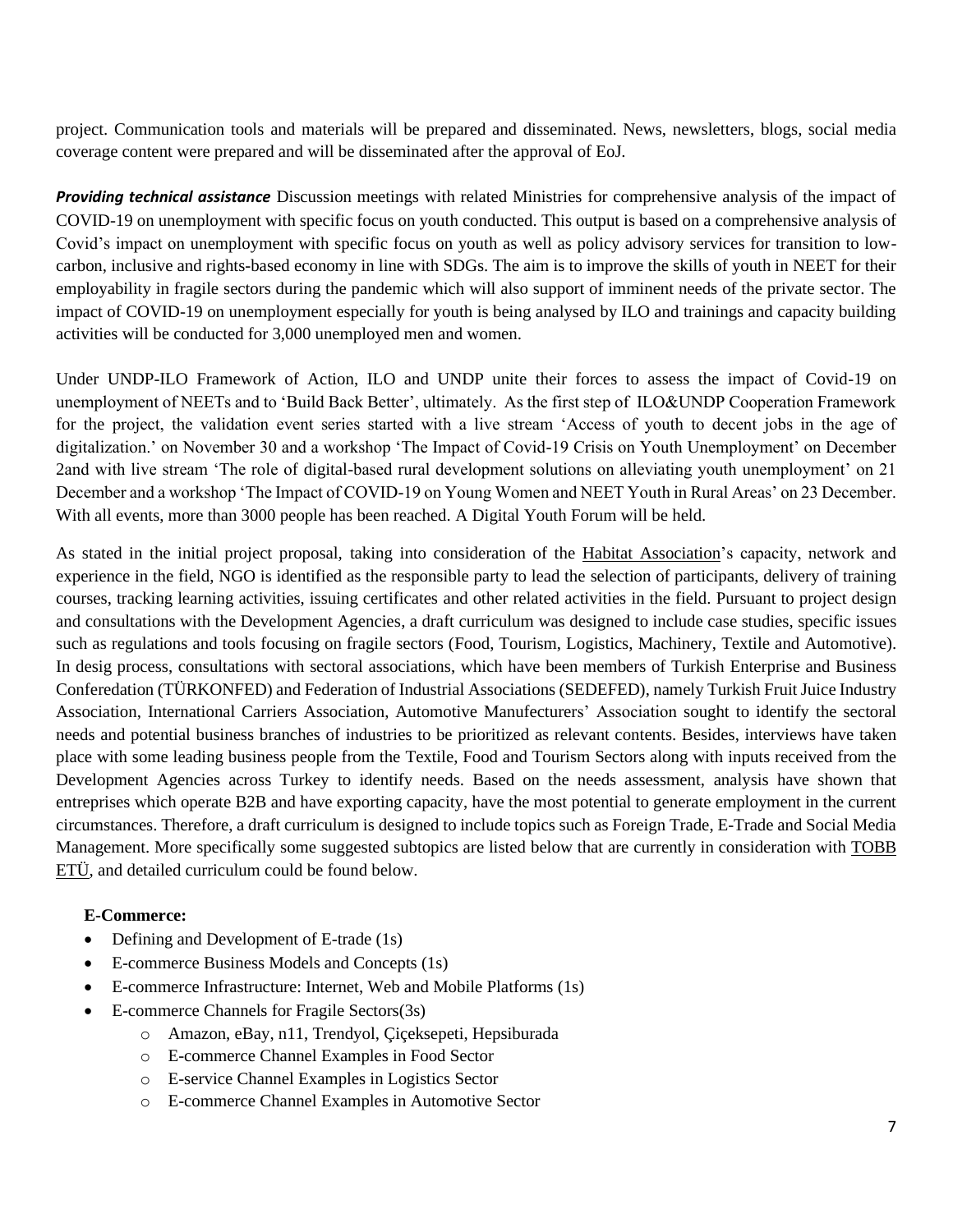project. Communication tools and materials will be prepared and disseminated. News, newsletters, blogs, social media coverage content were prepared and will be disseminated after the approval of EoJ.

***Providing technical assistance*** Discussion meetings with related Ministries for comprehensive analysis of the impact of COVID-19 on unemployment with specific focus on youth conducted. This output is based on a comprehensive analysis of Covid's impact on unemployment with specific focus on youth as well as policy advisory services for transition to low-carbon, inclusive and rights-based economy in line with SDGs. The aim is to improve the skills of youth in NEET for their employability in fragile sectors during the pandemic which will also support of imminent needs of the private sector. The impact of COVID-19 on unemployment especially for youth is being analysed by ILO and trainings and capacity building activities will be conducted for 3,000 unemployed men and women.

Under UNDP-ILO Framework of Action, ILO and UNDP unite their forces to assess the impact of Covid-19 on unemployment of NEETs and to 'Build Back Better', ultimately. As the first step of ILO&UNDP Cooperation Framework for the project, the validation event series started with a live stream 'Access of youth to decent jobs in the age of digitalization.' on November 30 and a workshop 'The Impact of Covid-19 Crisis on Youth Unemployment' on December 2and with live stream 'The role of digital-based rural development solutions on alleviating youth unemployment' on 21 December and a workshop 'The Impact of COVID-19 on Young Women and NEET Youth in Rural Areas' on 23 December. With all events, more than 3000 people has been reached. A Digital Youth Forum will be held.

As stated in the initial project proposal, taking into consideration of the Habitat Association's capacity, network and experience in the field, NGO is identified as the responsible party to lead the selection of participants, delivery of training courses, tracking learning activities, issuing certificates and other related activities in the field. Pursuant to project design and consultations with the Development Agencies, a draft curriculum was designed to include case studies, specific issues such as regulations and tools focusing on fragile sectors (Food, Tourism, Logistics, Machinery, Textile and Automotive). In desig process, consultations with sectoral associations, which have been members of Turkish Enterprise and Business Conferedation (TÜRKONFED) and Federation of Industrial Associations (SEDEFED), namely Turkish Fruit Juice Industry Association, International Carriers Association, Automotive Manufecturers' Association sought to identify the sectoral needs and potential business branches of industries to be prioritized as relevant contents. Besides, interviews have taken place with some leading business people from the Textile, Food and Tourism Sectors along with inputs received from the Development Agencies across Turkey to identify needs. Based on the needs assessment, analysis have shown that entreprises which operate B2B and have exporting capacity, have the most potential to generate employment in the current circumstances. Therefore, a draft curriculum is designed to include topics such as Foreign Trade, E-Trade and Social Media Management. More specifically some suggested subtopics are listed below that are currently in consideration with TOBB ETÜ, and detailed curriculum could be found below.

**E-Commerce:**

- Defining and Development of E-trade (1s)
- E-commerce Business Models and Concepts (1s)
- E-commerce Infrastructure: Internet, Web and Mobile Platforms (1s)
- E-commerce Channels for Fragile Sectors(3s)
  - Amazon, eBay, n11, Trendyol, Çiçeksepeti, Hepsiburada
  - E-commerce Channel Examples in Food Sector
  - E-service Channel Examples in Logistics Sector
  - E-commerce Channel Examples in Automotive Sector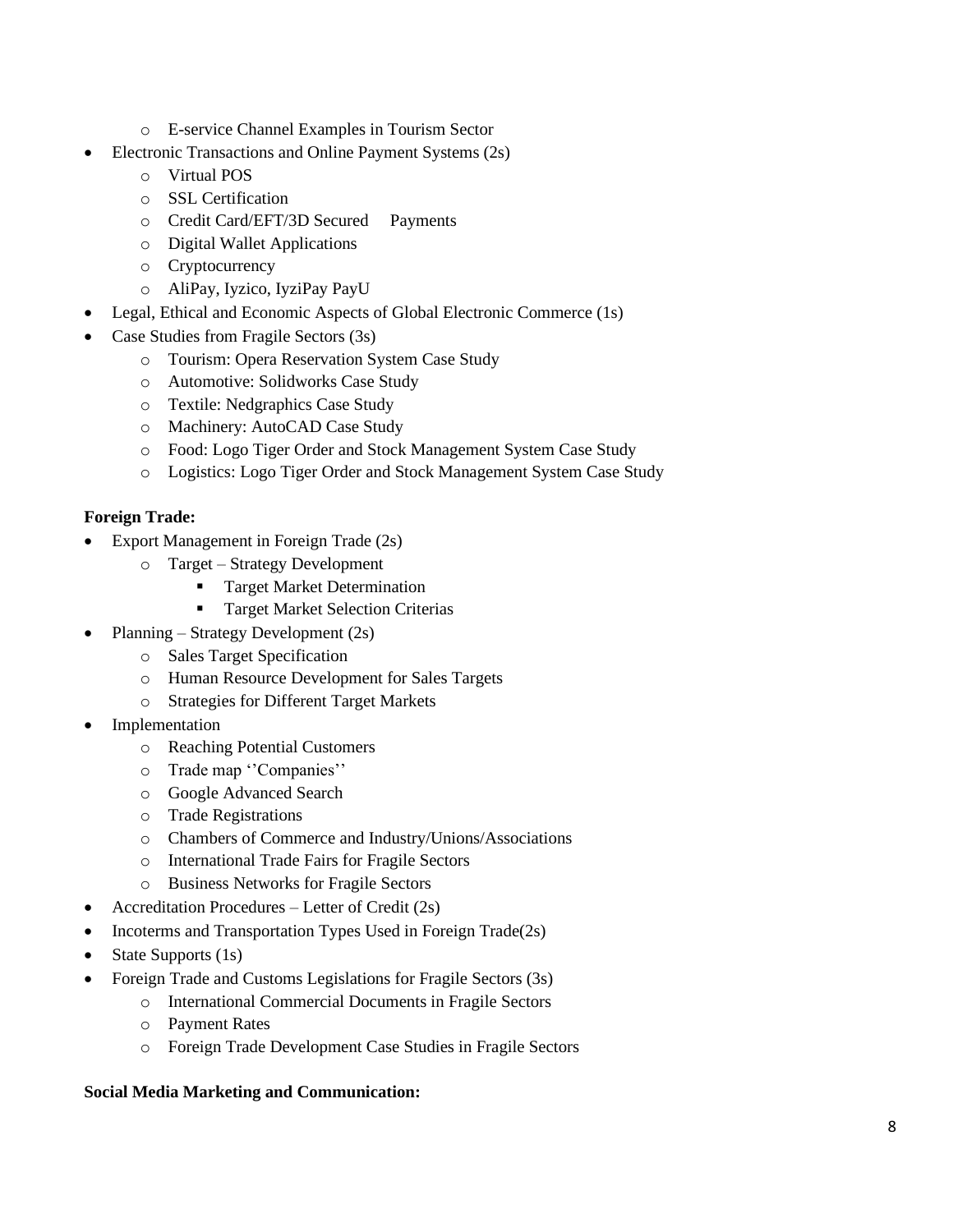- E-service Channel Examples in Tourism Sector
- Electronic Transactions and Online Payment Systems (2s)
    - Virtual POS
    - SSL Certification
    - Credit Card/EFT/3D Secured Payments
    - Digital Wallet Applications
    - Cryptocurrency
    - AliPay, Iyzico, IyziPay PayU
- Legal, Ethical and Economic Aspects of Global Electronic Commerce (1s)
- Case Studies from Fragile Sectors (3s)
    - Tourism: Opera Reservation System Case Study
    - Automotive: Solidworks Case Study
    - Textile: Nedgraphics Case Study
    - Machinery: AutoCAD Case Study
    - Food: Logo Tiger Order and Stock Management System Case Study
    - Logistics: Logo Tiger Order and Stock Management System Case Study

**Foreign Trade:**

- Export Management in Foreign Trade (2s)
    - Target – Strategy Development
        - Target Market Determination
        - Target Market Selection Criterias
- Planning – Strategy Development (2s)
    - Sales Target Specification
    - Human Resource Development for Sales Targets
    - Strategies for Different Target Markets
- Implementation
    - Reaching Potential Customers
    - Trade map ''Companies''
    - Google Advanced Search
    - Trade Registrations
    - Chambers of Commerce and Industry/Unions/Associations
    - International Trade Fairs for Fragile Sectors
    - Business Networks for Fragile Sectors
- Accreditation Procedures – Letter of Credit (2s)
- Incoterms and Transportation Types Used in Foreign Trade(2s)
- State Supports (1s)
- Foreign Trade and Customs Legislations for Fragile Sectors (3s)
    - International Commercial Documents in Fragile Sectors
    - Payment Rates
    - Foreign Trade Development Case Studies in Fragile Sectors

**Social Media Marketing and Communication:**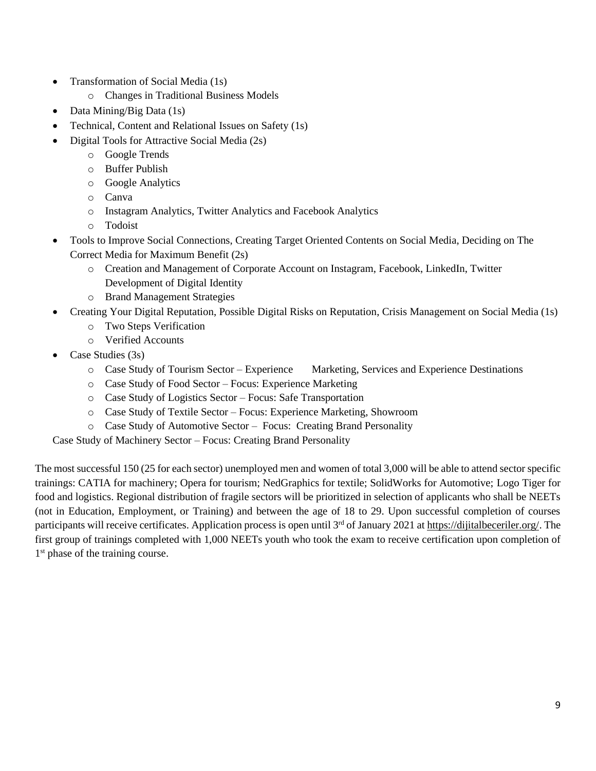- Transformation of Social Media (1s)
    - Changes in Traditional Business Models
- Data Mining/Big Data (1s)
- Technical, Content and Relational Issues on Safety (1s)
- Digital Tools for Attractive Social Media (2s)
    - Google Trends
    - Buffer Publish
    - Google Analytics
    - Canva
    - Instagram Analytics, Twitter Analytics and Facebook Analytics
    - Todoist
- Tools to Improve Social Connections, Creating Target Oriented Contents on Social Media, Deciding on The Correct Media for Maximum Benefit (2s)
    - Creation and Management of Corporate Account on Instagram, Facebook, LinkedIn, Twitter Development of Digital Identity
    - Brand Management Strategies
- Creating Your Digital Reputation, Possible Digital Risks on Reputation, Crisis Management on Social Media (1s)
    - Two Steps Verification
    - Verified Accounts
- Case Studies (3s)
    - Case Study of Tourism Sector – Experience Marketing, Services and Experience Destinations
    - Case Study of Food Sector – Focus: Experience Marketing
    - Case Study of Logistics Sector – Focus: Safe Transportation
    - Case Study of Textile Sector – Focus: Experience Marketing, Showroom
    - Case Study of Automotive Sector – Focus: Creating Brand Personality

  Case Study of Machinery Sector – Focus: Creating Brand Personality

The most successful 150 (25 for each sector) unemployed men and women of total 3,000 will be able to attend sector specific trainings: CATIA for machinery; Opera for tourism; NedGraphics for textile; SolidWorks for Automotive; Logo Tiger for food and logistics. Regional distribution of fragile sectors will be prioritized in selection of applicants who shall be NEETs (not in Education, Employment, or Training) and between the age of 18 to 29. Upon successful completion of courses participants will receive certificates. Application process is open until 3rd of January 2021 at https://dijitalbeceriler.org/. The first group of trainings completed with 1,000 NEETs youth who took the exam to receive certification upon completion of 1st phase of the training course.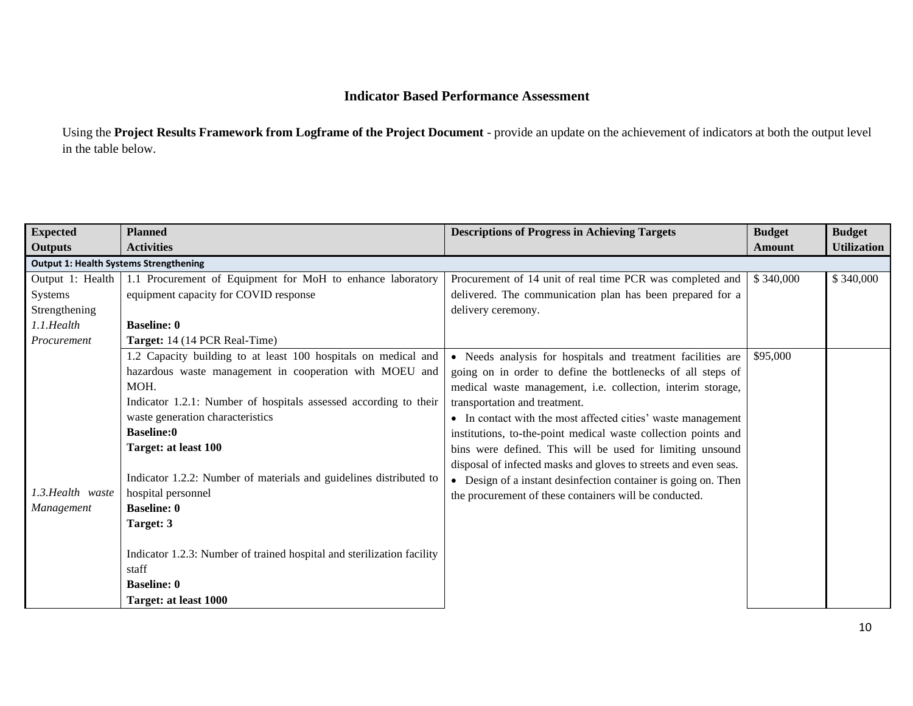## Indicator Based Performance Assessment

Using the **Project Results Framework from Logframe of the Project Document** - provide an update on the achievement of indicators at both the output level in the table below.

| Expected Outputs | Planned Activities | Descriptions of Progress in Achieving Targets | Budget Amount | Budget Utilization |
|---|---|---|---|---|
| **Output 1: Health Systems Strengthening** | | | | |
| Output 1: Health Systems Strengthening<br>*1.1.Health Procurement* | 1.1 Procurement of Equipment for MoH to enhance laboratory equipment capacity for COVID response<br><br>**Baseline: 0**<br>**Target:** 14 (14 PCR Real-Time) | Procurement of 14 unit of real time PCR was completed and delivered. The communication plan has been prepared for a delivery ceremony. | $ 340,000 | $ 340,000 |
| *1.3.Health waste Management* | 1.2 Capacity building to at least 100 hospitals on medical and hazardous waste management in cooperation with MOEU and MOH.<br>Indicator 1.2.1: Number of hospitals assessed according to their waste generation characteristics<br>**Baseline:0**<br>**Target: at least 100**<br><br>Indicator 1.2.2: Number of materials and guidelines distributed to hospital personnel<br>**Baseline: 0**<br>**Target: 3**<br><br>Indicator 1.2.3: Number of trained hospital and sterilization facility staff<br>**Baseline: 0**<br>**Target: at least 1000** | • Needs analysis for hospitals and treatment facilities are going on in order to define the bottlenecks of all steps of medical waste management, i.e. collection, interim storage, transportation and treatment.<br>• In contact with the most affected cities' waste management institutions, to-the-point medical waste collection points and bins were defined. This will be used for limiting unsound disposal of infected masks and gloves to streets and even seas.<br>• Design of a instant desinfection container is going on. Then the procurement of these containers will be conducted. | $95,000 | |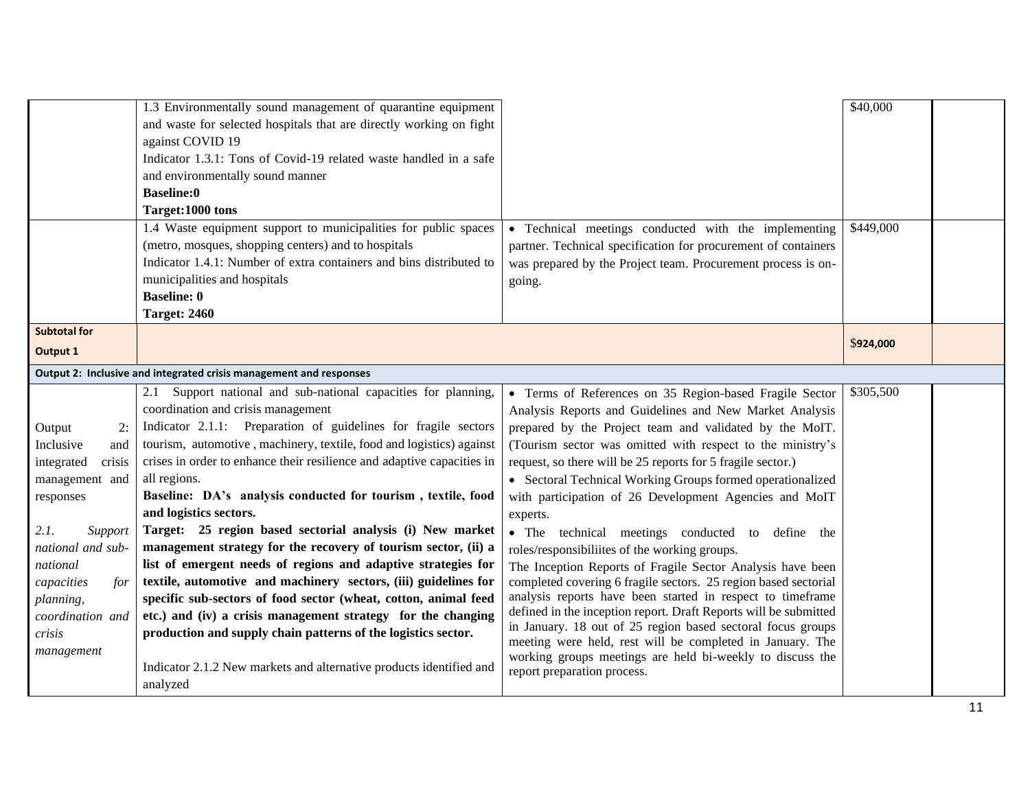| | | | | |
|---|---|---|---|---|
| | 1.3 Environmentally sound management of quarantine equipment and waste for selected hospitals that are directly working on fight against COVID 19<br>Indicator 1.3.1: Tons of Covid-19 related waste handled in a safe and environmentally sound manner<br>**Baseline:0**<br>**Target:1000 tons** | | $40,000 | |
| | 1.4 Waste equipment support to municipalities for public spaces (metro, mosques, shopping centers) and to hospitals<br>Indicator 1.4.1: Number of extra containers and bins distributed to municipalities and hospitals<br>**Baseline: 0**<br>**Target: 2460** | • Technical meetings conducted with the implementing partner. Technical specification for procurement of containers was prepared by the Project team. Procurement process is on-going. | $449,000 | |
| **Subtotal for Output 1** | | | $**924,000** | |
| **Output 2: Inclusive and integrated crisis management and responses** | | | | |
| Output 2: Inclusive and integrated crisis management and responses<br><br>*2.1. Support national and sub-national capacities for planning, coordination and crisis management* | 2.1 Support national and sub-national capacities for planning, coordination and crisis management<br>Indicator 2.1.1: Preparation of guidelines for fragile sectors tourism, automotive , machinery, textile, food and logistics) against crises in order to enhance their resilience and adaptive capacities in all regions.<br>**Baseline: DA's analysis conducted for tourism , textile, food and logistics sectors.**<br>**Target: 25 region based sectorial analysis (i) New market management strategy for the recovery of tourism sector, (ii) a list of emergent needs of regions and adaptive strategies for textile, automotive and machinery sectors, (iii) guidelines for specific sub-sectors of food sector (wheat, cotton, animal feed etc.) and (iv) a crisis management strategy for the changing production and supply chain patterns of the logistics sector.**<br><br>Indicator 2.1.2 New markets and alternative products identified and analyzed | • Terms of References on 35 Region-based Fragile Sector Analysis Reports and Guidelines and New Market Analysis prepared by the Project team and validated by the MoIT. (Tourism sector was omitted with respect to the ministry's request, so there will be 25 reports for 5 fragile sector.)<br>• Sectoral Technical Working Groups formed operationalized with participation of 26 Development Agencies and MoIT experts.<br>• The technical meetings conducted to define the roles/responsibiliites of the working groups.<br>The Inception Reports of Fragile Sector Analysis have been completed covering 6 fragile sectors. 25 region based sectorial analysis reports have been started in respect to timeframe defined in the inception report. Draft Reports will be submitted in January. 18 out of 25 region based sectoral focus groups meeting were held, rest will be completed in January. The working groups meetings are held bi-weekly to discuss the report preparation process. | $305,500 | |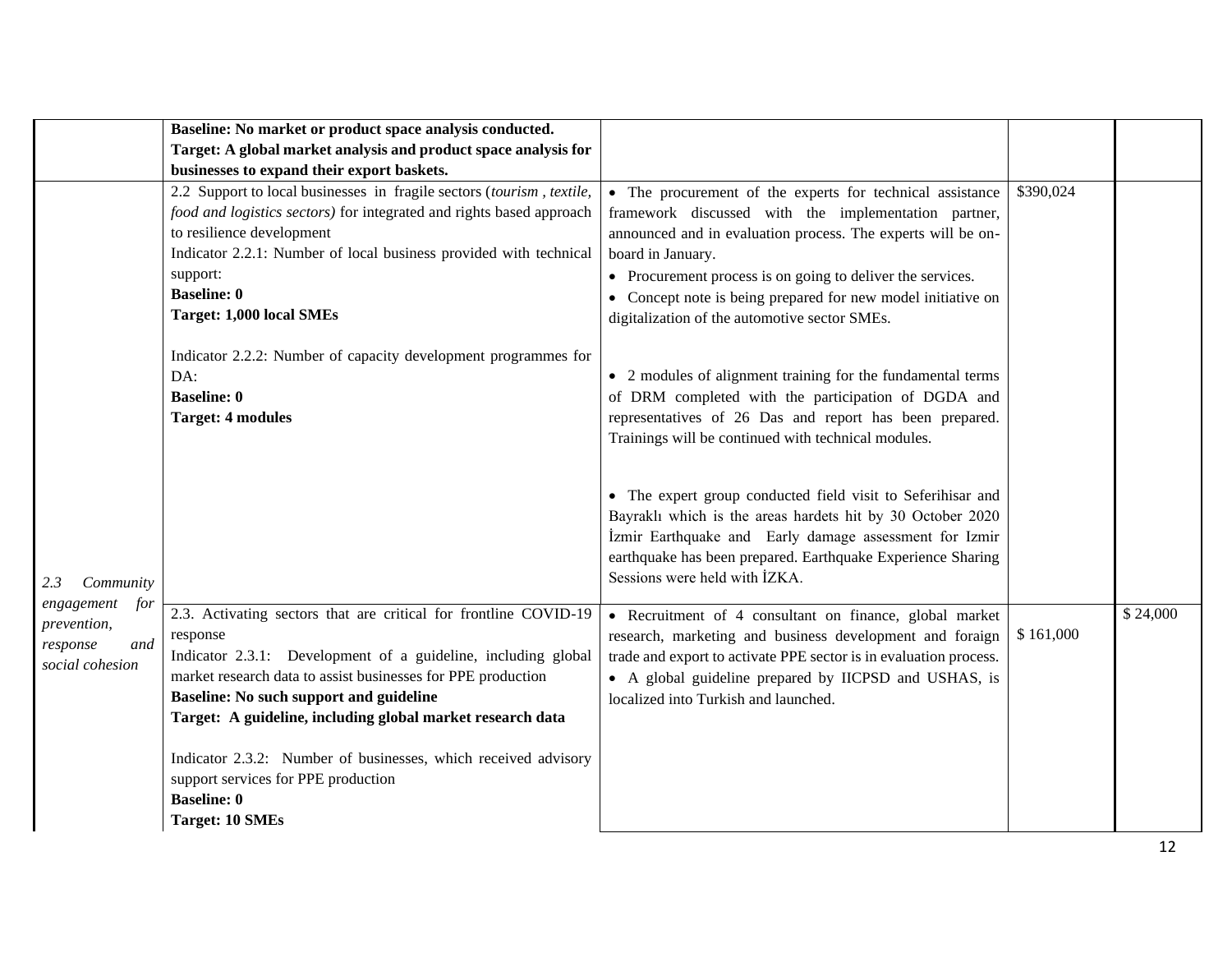| | | | | |
|---|---|---|---|---|
| | **Baseline: No market or product space analysis conducted.**<br>**Target: A global market analysis and product space analysis for businesses to expand their export baskets.** | | | |
| | 2.2 Support to local businesses in fragile sectors (*tourism , textile, food and logistics sectors)* for integrated and rights based approach to resilience development<br>Indicator 2.2.1: Number of local business provided with technical support:<br>**Baseline: 0**<br>**Target: 1,000 local SMEs**<br><br>Indicator 2.2.2: Number of capacity development programmes for DA:<br>**Baseline: 0**<br>**Target: 4 modules** | • The procurement of the experts for technical assistance framework discussed with the implementation partner, announced and in evaluation process. The experts will be on-board in January.<br>• Procurement process is on going to deliver the services.<br>• Concept note is being prepared for new model initiative on digitalization of the automotive sector SMEs.<br><br>• 2 modules of alignment training for the fundamental terms of DRM completed with the participation of DGDA and representatives of 26 Das and report has been prepared. Trainings will be continued with technical modules.<br><br>• The expert group conducted field visit to Seferihisar and Bayraklı which is the areas hardets hit by 30 October 2020 İzmir Earthquake and Early damage assessment for Izmir earthquake has been prepared. Earthquake Experience Sharing Sessions were held with İZKA. | $390,024 | |
| *2.3 Community engagement for prevention, response and social cohesion* | 2.3. Activating sectors that are critical for frontline COVID-19 response<br>Indicator 2.3.1: Development of a guideline, including global market research data to assist businesses for PPE production<br>**Baseline: No such support and guideline**<br>**Target: A guideline, including global market research data**<br><br>Indicator 2.3.2: Number of businesses, which received advisory support services for PPE production<br>**Baseline: 0**<br>**Target: 10 SMEs** | • Recruitment of 4 consultant on finance, global market research, marketing and business development and foraign trade and export to activate PPE sector is in evaluation process.<br>• A global guideline prepared by IICPSD and USHAS, is localized into Turkish and launched. | $ 161,000 | $ 24,000 |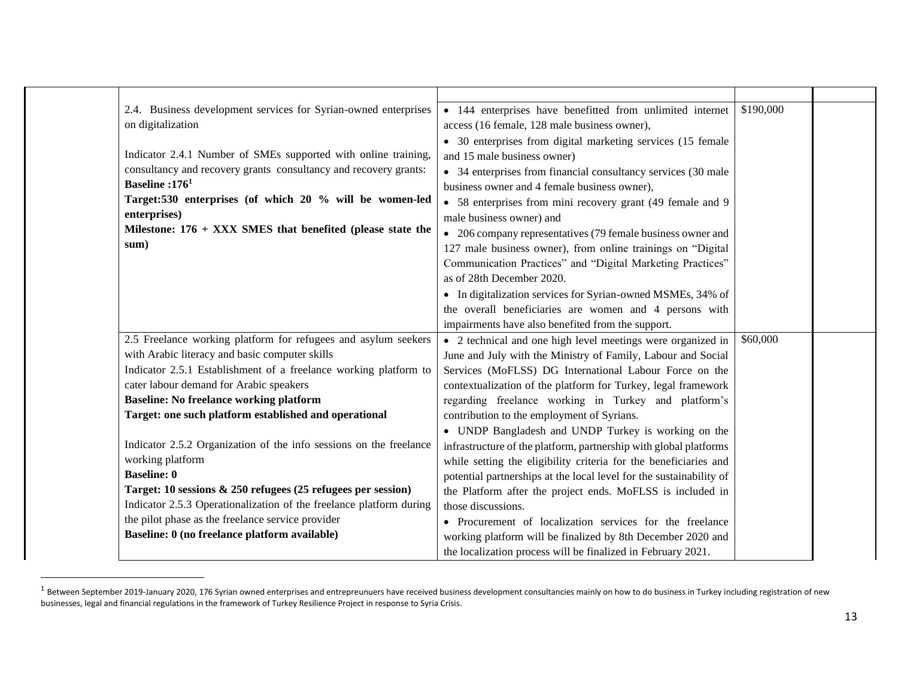|  |  |  |  |  |
|---|---|---|---|---|
|  |  |  |  |  |
|  | 2.4. Business development services for Syrian-owned enterprises on digitalization<br><br>Indicator 2.4.1 Number of SMEs supported with online training, consultancy and recovery grants consultancy and recovery grants:<br>**Baseline :176[1]**<br>**Target:530 enterprises (of which 20 % will be women-led enterprises)**<br>**Milestone: 176 + XXX SMES that benefited (please state the sum)** | • 144 enterprises have benefitted from unlimited internet access (16 female, 128 male business owner),<br>• 30 enterprises from digital marketing services (15 female and 15 male business owner)<br>• 34 enterprises from financial consultancy services (30 male business owner and 4 female business owner),<br>• 58 enterprises from mini recovery grant (49 female and 9 male business owner) and<br>• 206 company representatives (79 female business owner and 127 male business owner), from online trainings on "Digital Communication Practices" and "Digital Marketing Practices" as of 28th December 2020.<br>• In digitalization services for Syrian-owned MSMEs, 34% of the overall beneficiaries are women and 4 persons with impairments have also benefited from the support. | $190,000 |  |
|  | 2.5 Freelance working platform for refugees and asylum seekers with Arabic literacy and basic computer skills<br>Indicator 2.5.1 Establishment of a freelance working platform to cater labour demand for Arabic speakers<br>**Baseline: No freelance working platform**<br>**Target: one such platform established and operational**<br><br>Indicator 2.5.2 Organization of the info sessions on the freelance working platform<br>**Baseline: 0**<br>**Target: 10 sessions & 250 refugees (25 refugees per session)**<br>Indicator 2.5.3 Operationalization of the freelance platform during the pilot phase as the freelance service provider<br>**Baseline: 0 (no freelance platform available)** | • 2 technical and one high level meetings were organized in June and July with the Ministry of Family, Labour and Social Services (MoFLSS) DG International Labour Force on the contextualization of the platform for Turkey, legal framework regarding freelance working in Turkey and platform's contribution to the employment of Syrians.<br>• UNDP Bangladesh and UNDP Turkey is working on the infrastructure of the platform, partnership with global platforms while setting the eligibility criteria for the beneficiaries and potential partnerships at the local level for the sustainability of the Platform after the project ends. MoFLSS is included in those discussions.<br>• Procurement of localization services for the freelance working platform will be finalized by 8th December 2020 and the localization process will be finalized in February 2021. | $60,000 |  |

[1] Between September 2019-January 2020, 176 Syrian owned enterprises and entrepreunuers have received business development consultancies mainly on how to do business in Turkey including registration of new businesses, legal and financial regulations in the framework of Turkey Resilience Project in response to Syria Crisis.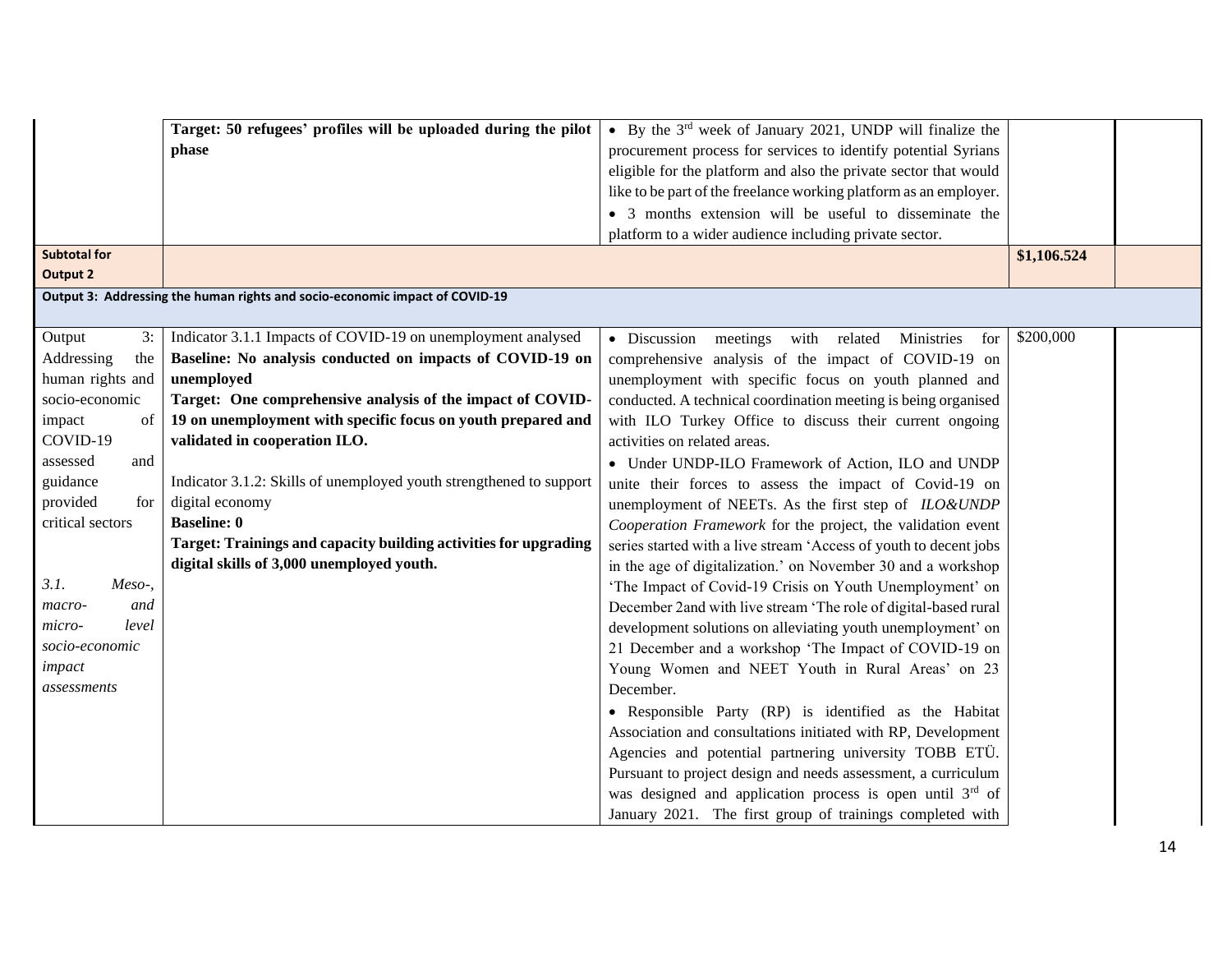| | | | | |
|---|---|---|---|---|
| | **Target: 50 refugees' profiles will be uploaded during the pilot phase** | • By the 3rd week of January 2021, UNDP will finalize the procurement process for services to identify potential Syrians eligible for the platform and also the private sector that would like to be part of the freelance working platform as an employer.<br>• 3 months extension will be useful to disseminate the platform to a wider audience including private sector. | | |
| **Subtotal for Output 2** | | | **$1,106.524** | |
| **Output 3: Addressing the human rights and socio-economic impact of COVID-19** | | | | |
| Output 3: Addressing the human rights and socio-economic impact of COVID-19 assessed and guidance provided for critical sectors<br><br>*3.1. Meso-, macro- and micro- level socio-economic impact assessments* | Indicator 3.1.1 Impacts of COVID-19 on unemployment analysed<br>**Baseline: No analysis conducted on impacts of COVID-19 on unemployed**<br>**Target: One comprehensive analysis of the impact of COVID-19 on unemployment with specific focus on youth prepared and validated in cooperation ILO.**<br><br>Indicator 3.1.2: Skills of unemployed youth strengthened to support digital economy<br>**Baseline: 0**<br>**Target: Trainings and capacity building activities for upgrading digital skills of 3,000 unemployed youth.** | • Discussion meetings with related Ministries for comprehensive analysis of the impact of COVID-19 on unemployment with specific focus on youth planned and conducted. A technical coordination meeting is being organised with ILO Turkey Office to discuss their current ongoing activities on related areas.<br>• Under UNDP-ILO Framework of Action, ILO and UNDP unite their forces to assess the impact of Covid-19 on unemployment of NEETs. As the first step of *ILO&UNDP Cooperation Framework* for the project, the validation event series started with a live stream 'Access of youth to decent jobs in the age of digitalization.' on November 30 and a workshop 'The Impact of Covid-19 Crisis on Youth Unemployment' on December 2and with live stream 'The role of digital-based rural development solutions on alleviating youth unemployment' on 21 December and a workshop 'The Impact of COVID-19 on Young Women and NEET Youth in Rural Areas' on 23 December.<br>• Responsible Party (RP) is identified as the Habitat Association and consultations initiated with RP, Development Agencies and potential partnering university TOBB ETÜ. Pursuant to project design and needs assessment, a curriculum was designed and application process is open until 3rd of January 2021. The first group of trainings completed with | $200,000 | |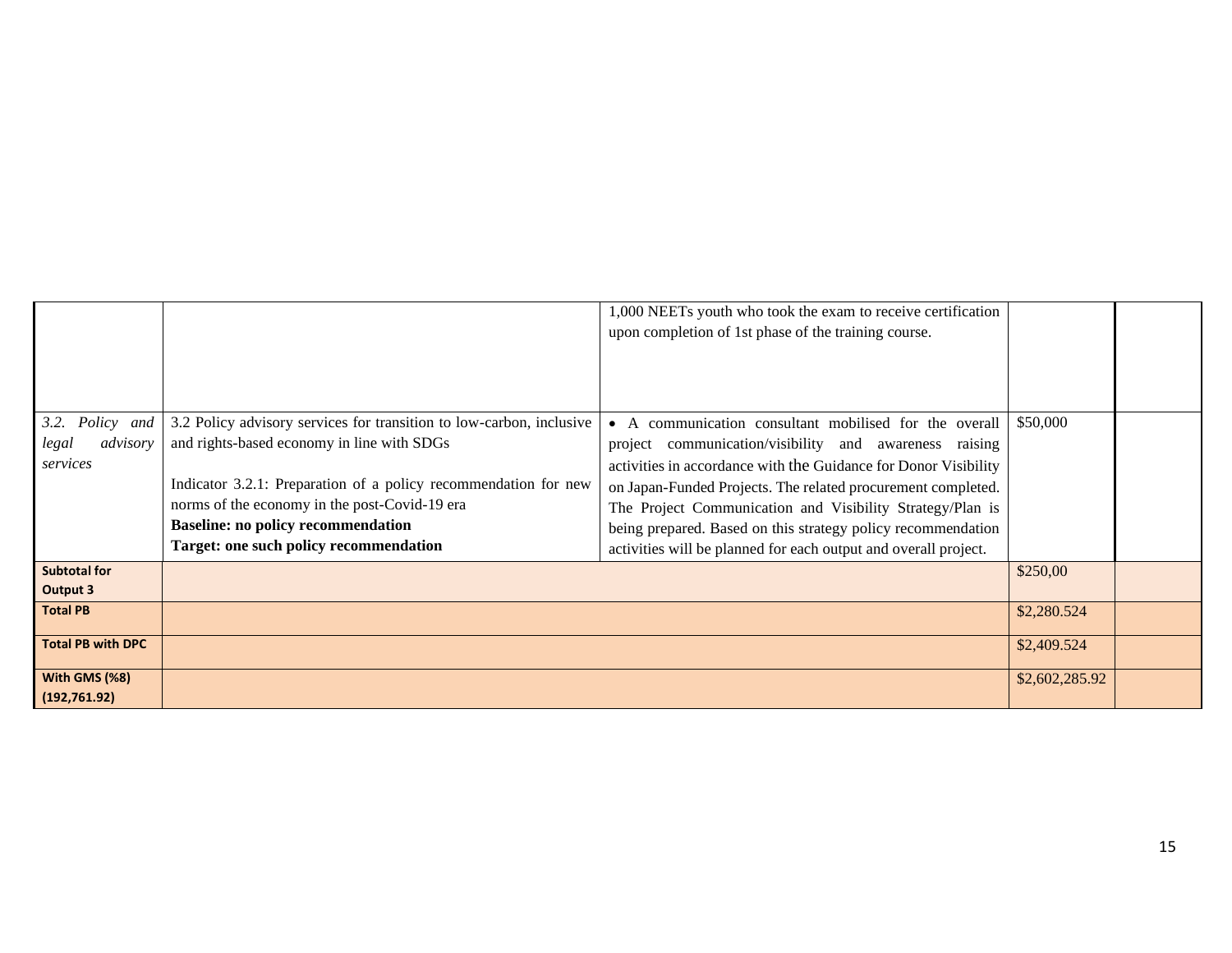| | | | | |
|---|---|---|---|---|
| | | 1,000 NEETs youth who took the exam to receive certification upon completion of 1st phase of the training course. | | |
| *3.2. Policy and legal advisory services* | 3.2 Policy advisory services for transition to low-carbon, inclusive and rights-based economy in line with SDGs<br><br>Indicator 3.2.1: Preparation of a policy recommendation for new norms of the economy in the post-Covid-19 era<br>**Baseline: no policy recommendation**<br>**Target: one such policy recommendation** | • A communication consultant mobilised for the overall project communication/visibility and awareness raising activities in accordance with the Guidance for Donor Visibility on Japan-Funded Projects. The related procurement completed. The Project Communication and Visibility Strategy/Plan is being prepared. Based on this strategy policy recommendation activities will be planned for each output and overall project. | $50,000 | |
| **Subtotal for Output 3** | | | $250,00 | |
| **Total PB** | | | $2,280.524 | |
| **Total PB with DPC** | | | $2,409.524 | |
| **With GMS (%8) (192,761.92)** | | | $2,602,285.92 | |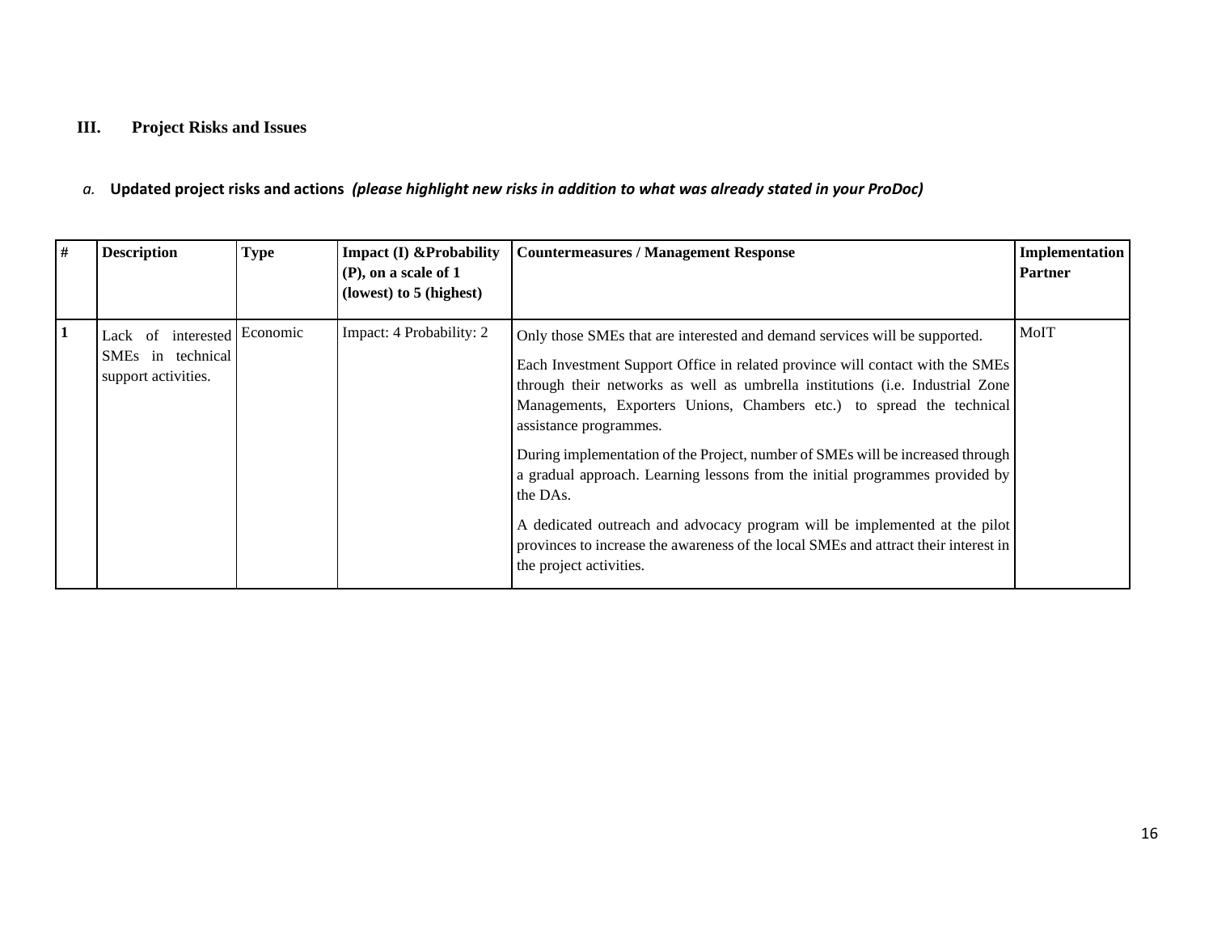## III. Project Risks and Issues

### a. Updated project risks and actions *(please highlight new risks in addition to what was already stated in your ProDoc)*

| # | Description | Type | Impact (I) &Probability (P), on a scale of 1 (lowest) to 5 (highest) | Countermeasures / Management Response | Implementation Partner |
|---|---|---|---|---|---|
| 1 | Lack of interested SMEs in technical support activities. | Economic | Impact: 4 Probability: 2 | Only those SMEs that are interested and demand services will be supported.<br><br>Each Investment Support Office in related province will contact with the SMEs through their networks as well as umbrella institutions (i.e. Industrial Zone Managements, Exporters Unions, Chambers etc.) to spread the technical assistance programmes.<br><br>During implementation of the Project, number of SMEs will be increased through a gradual approach. Learning lessons from the initial programmes provided by the DAs.<br><br>A dedicated outreach and advocacy program will be implemented at the pilot provinces to increase the awareness of the local SMEs and attract their interest in the project activities. | MoIT |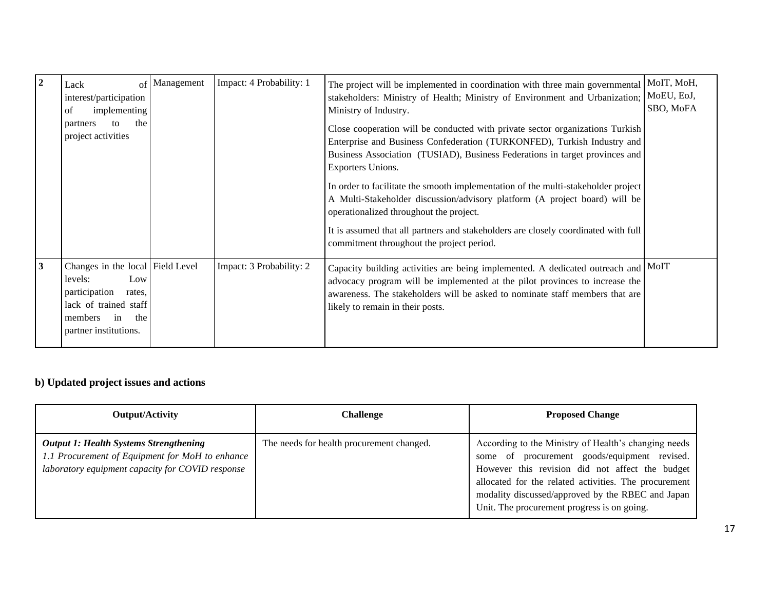| 2 | Lack of interest/participation of implementing partners to the project activities | Management | Impact: 4 Probability: 1 | The project will be implemented in coordination with three main governmental stakeholders: Ministry of Health; Ministry of Environment and Urbanization; Ministry of Industry.<br><br>Close cooperation will be conducted with private sector organizations Turkish Enterprise and Business Confederation (TURKONFED), Turkish Industry and Business Association (TUSIAD), Business Federations in target provinces and Exporters Unions.<br><br>In order to facilitate the smooth implementation of the multi-stakeholder project A Multi-Stakeholder discussion/advisory platform (A project board) will be operationalized throughout the project.<br><br>It is assumed that all partners and stakeholders are closely coordinated with full commitment throughout the project period. | MoIT, MoH, MoEU, EoJ, SBO, MoFA |
|---|---|---|---|---|---|
| 3 | Changes in the local levels: Low participation rates, lack of trained staff members in the partner institutions. | Field Level | Impact: 3 Probability: 2 | Capacity building activities are being implemented. A dedicated outreach and advocacy program will be implemented at the pilot provinces to increase the awareness. The stakeholders will be asked to nominate staff members that are likely to remain in their posts. | MoIT |

### b) Updated project issues and actions

| Output/Activity | Challenge | Proposed Change |
|---|---|---|
| ***Output 1: Health Systems Strengthening***<br>*1.1 Procurement of Equipment for MoH to enhance laboratory equipment capacity for COVID response* | The needs for health procurement changed. | According to the Ministry of Health's changing needs some of procurement goods/equipment revised. However this revision did not affect the budget allocated for the related activities. The procurement modality discussed/approved by the RBEC and Japan Unit. The procurement progress is on going. |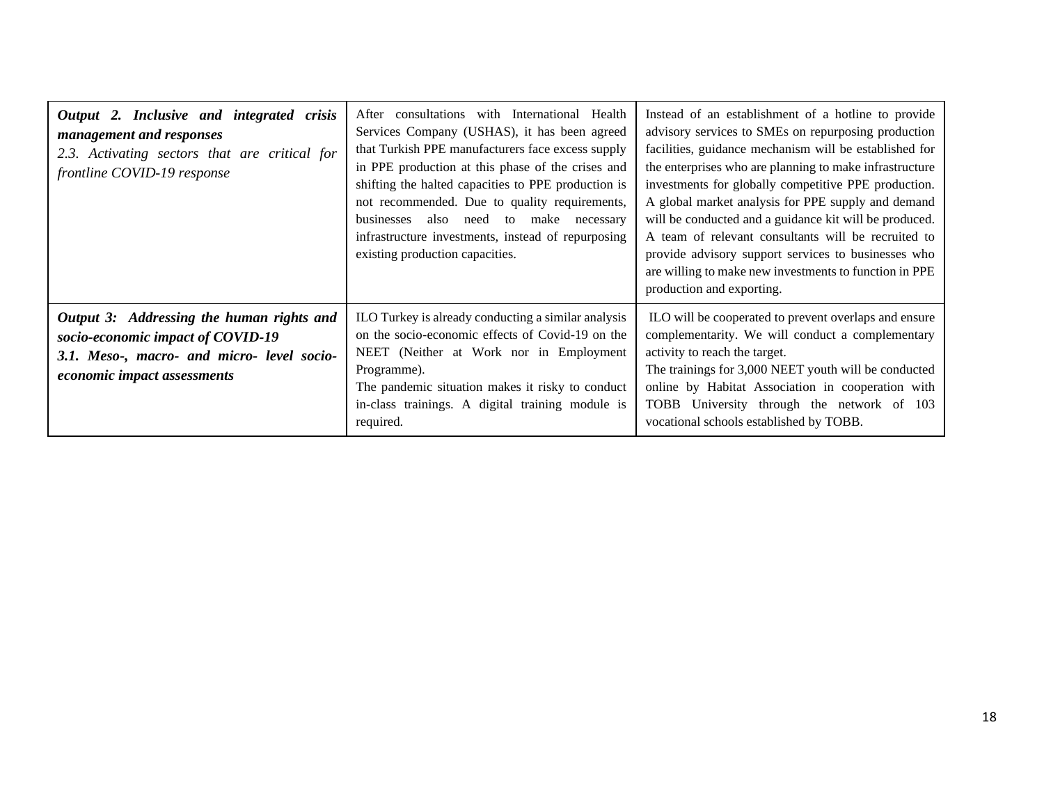| | | |
|---|---|---|
| ***Output 2. Inclusive and integrated crisis management and responses***<br>*2.3. Activating sectors that are critical for frontline COVID-19 response* | After consultations with International Health Services Company (USHAS), it has been agreed that Turkish PPE manufacturers face excess supply in PPE production at this phase of the crises and shifting the halted capacities to PPE production is not recommended. Due to quality requirements, businesses also need to make necessary infrastructure investments, instead of repurposing existing production capacities. | Instead of an establishment of a hotline to provide advisory services to SMEs on repurposing production facilities, guidance mechanism will be established for the enterprises who are planning to make infrastructure investments for globally competitive PPE production. A global market analysis for PPE supply and demand will be conducted and a guidance kit will be produced. A team of relevant consultants will be recruited to provide advisory support services to businesses who are willing to make new investments to function in PPE production and exporting. |
| ***Output 3: Addressing the human rights and socio-economic impact of COVID-19***<br>***3.1. Meso-, macro- and micro- level socio-economic impact assessments*** | ILO Turkey is already conducting a similar analysis on the socio-economic effects of Covid-19 on the NEET (Neither at Work nor in Employment Programme).<br>The pandemic situation makes it risky to conduct in-class trainings. A digital training module is required. | ILO will be cooperated to prevent overlaps and ensure complementarity. We will conduct a complementary activity to reach the target.<br>The trainings for 3,000 NEET youth will be conducted online by Habitat Association in cooperation with TOBB University through the network of 103 vocational schools established by TOBB. |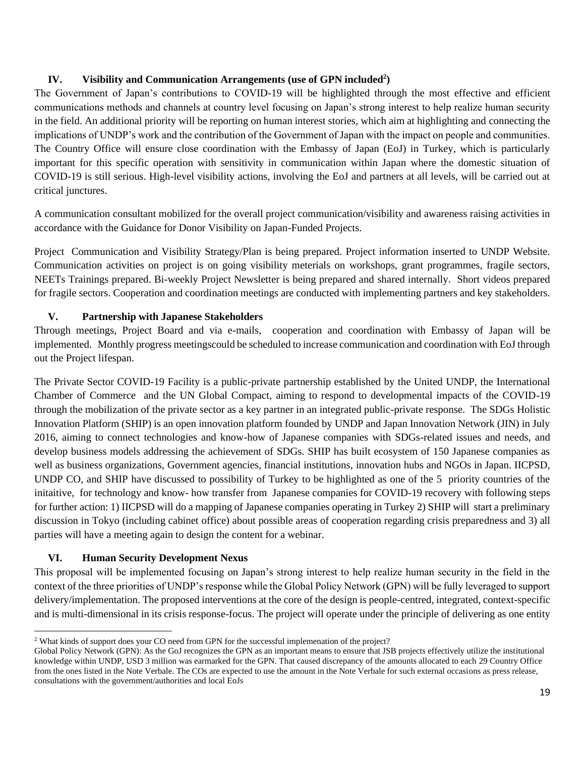## IV. Visibility and Communication Arrangements (use of GPN included[2])

The Government of Japan's contributions to COVID-19 will be highlighted through the most effective and efficient communications methods and channels at country level focusing on Japan's strong interest to help realize human security in the field. An additional priority will be reporting on human interest stories, which aim at highlighting and connecting the implications of UNDP's work and the contribution of the Government of Japan with the impact on people and communities. The Country Office will ensure close coordination with the Embassy of Japan (EoJ) in Turkey, which is particularly important for this specific operation with sensitivity in communication within Japan where the domestic situation of COVID-19 is still serious. High-level visibility actions, involving the EoJ and partners at all levels, will be carried out at critical junctures.

A communication consultant mobilized for the overall project communication/visibility and awareness raising activities in accordance with the Guidance for Donor Visibility on Japan-Funded Projects.

Project Communication and Visibility Strategy/Plan is being prepared. Project information inserted to UNDP Website. Communication activities on project is on going visibility meterials on workshops, grant programmes, fragile sectors, NEETs Trainings prepared. Bi-weekly Project Newsletter is being prepared and shared internally. Short videos prepared for fragile sectors. Cooperation and coordination meetings are conducted with implementing partners and key stakeholders.

## V. Partnership with Japanese Stakeholders

Through meetings, Project Board and via e-mails, cooperation and coordination with Embassy of Japan will be implemented. Monthly progress meetingscould be scheduled to increase communication and coordination with EoJ through out the Project lifespan.

The Private Sector COVID-19 Facility is a public-private partnership established by the United UNDP, the International Chamber of Commerce and the UN Global Compact, aiming to respond to developmental impacts of the COVID-19 through the mobilization of the private sector as a key partner in an integrated public-private response. The SDGs Holistic Innovation Platform (SHIP) is an open innovation platform founded by UNDP and Japan Innovation Network (JIN) in July 2016, aiming to connect technologies and know-how of Japanese companies with SDGs-related issues and needs, and develop business models addressing the achievement of SDGs. SHIP has built ecosystem of 150 Japanese companies as well as business organizations, Government agencies, financial institutions, innovation hubs and NGOs in Japan. IICPSD, UNDP CO, and SHIP have discussed to possibility of Turkey to be highlighted as one of the 5 priority countries of the initaitive, for technology and know- how transfer from Japanese companies for COVID-19 recovery with following steps for further action: 1) IICPSD will do a mapping of Japanese companies operating in Turkey 2) SHIP will start a preliminary discussion in Tokyo (including cabinet office) about possible areas of cooperation regarding crisis preparedness and 3) all parties will have a meeting again to design the content for a webinar.

## VI. Human Security Development Nexus

This proposal will be implemented focusing on Japan's strong interest to help realize human security in the field in the context of the three priorities of UNDP's response while the Global Policy Network (GPN) will be fully leveraged to support delivery/implementation. The proposed interventions at the core of the design is people-centred, integrated, context-specific and is multi-dimensional in its crisis response-focus. The project will operate under the principle of delivering as one entity

---

[2] What kinds of support does your CO need from GPN for the successful implemenation of the project?
Global Policy Network (GPN): As the GoJ recognizes the GPN as an important means to ensure that JSB projects effectively utilize the institutional knowledge within UNDP, USD 3 million was earmarked for the GPN. That caused discrepancy of the amounts allocated to each 29 Country Office from the ones listed in the Note Verbale. The COs are expected to use the amount in the Note Verbale for such external occasions as press release, consultations with the government/authorities and local EoJs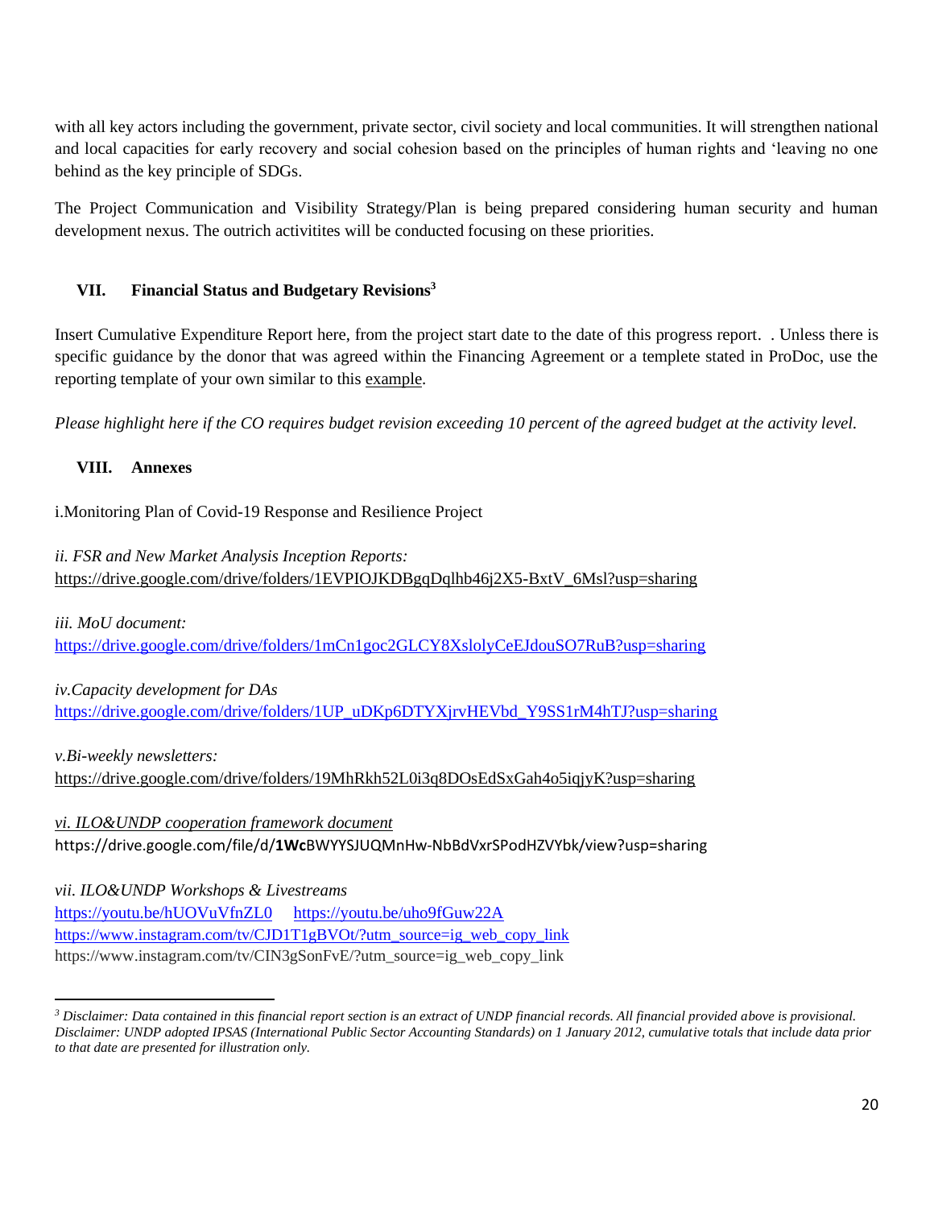with all key actors including the government, private sector, civil society and local communities. It will strengthen national and local capacities for early recovery and social cohesion based on the principles of human rights and 'leaving no one behind as the key principle of SDGs.

The Project Communication and Visibility Strategy/Plan is being prepared considering human security and human development nexus. The outrich activitites will be conducted focusing on these priorities.

## VII. Financial Status and Budgetary Revisions[3]

Insert Cumulative Expenditure Report here, from the project start date to the date of this progress report. . Unless there is specific guidance by the donor that was agreed within the Financing Agreement or a templete stated in ProDoc, use the reporting template of your own similar to this example.

*Please highlight here if the CO requires budget revision exceeding 10 percent of the agreed budget at the activity level.*

## VIII. Annexes

i.Monitoring Plan of Covid-19 Response and Resilience Project

*ii. FSR and New Market Analysis Inception Reports:*
https://drive.google.com/drive/folders/1EVPIOJKDBgqDqlhb46j2X5-BxtV_6Msl?usp=sharing

*iii. MoU document:*
https://drive.google.com/drive/folders/1mCn1goc2GLCY8XslolyCeEJdouSO7RuB?usp=sharing

*iv.Capacity development for DAs*
https://drive.google.com/drive/folders/1UP_uDKp6DTYXjrvHEVbd_Y9SS1rM4hTJ?usp=sharing

*v.Bi-weekly newsletters:*
https://drive.google.com/drive/folders/19MhRkh52L0i3q8DOsEdSxGah4o5iqjyK?usp=sharing

*vi. ILO&UNDP cooperation framework document*
https://drive.google.com/file/d/**1Wc**BWYYSJUQMnHw-NbBdVxrSPodHZVYbk/view?usp=sharing

*vii. ILO&UNDP Workshops & Livestreams*
https://youtu.be/hUOVuVfnZL0 https://youtu.be/uho9fGuw22A
https://www.instagram.com/tv/CJD1T1gBVOt/?utm_source=ig_web_copy_link
https://www.instagram.com/tv/CIN3gSonFvE/?utm_source=ig_web_copy_link

---

[3] *Disclaimer: Data contained in this financial report section is an extract of UNDP financial records. All financial provided above is provisional. Disclaimer: UNDP adopted IPSAS (International Public Sector Accounting Standards) on 1 January 2012, cumulative totals that include data prior to that date are presented for illustration only.*